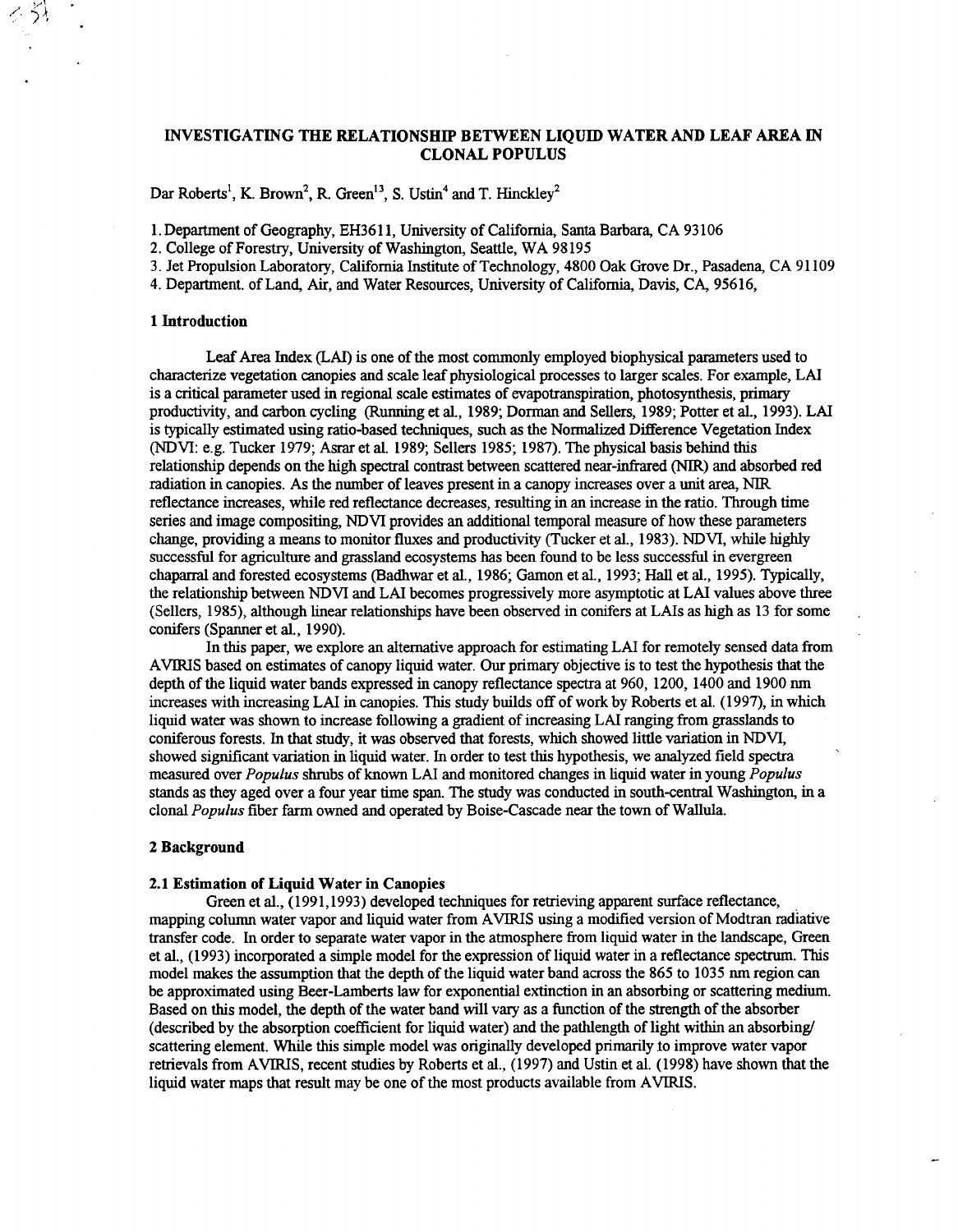# INVESTIGATING THE RELATIONSHIP BETWEEN LIQUID WATER AND LEAF AREA IN CLONAL POPULUS

Dar Roberts[1], K. Brown[2], R. Green[13], S. Ustin[4] and T. Hinckley[2]

1. Department of Geography, EH3611, University of California, Santa Barbara, CA 93106
2. College of Forestry, University of Washington, Seattle, WA 98195
3. Jet Propulsion Laboratory, California Institute of Technology, 4800 Oak Grove Dr., Pasadena, CA 91109
4. Department. of Land, Air, and Water Resources, University of California, Davis, CA, 95616,

## 1 Introduction

Leaf Area Index (LAI) is one of the most commonly employed biophysical parameters used to characterize vegetation canopies and scale leaf physiological processes to larger scales. For example, LAI is a critical parameter used in regional scale estimates of evapotranspiration, photosynthesis, primary productivity, and carbon cycling (Running et al., 1989; Dorman and Sellers, 1989; Potter et al., 1993). LAI is typically estimated using ratio-based techniques, such as the Normalized Difference Vegetation Index (NDVI: e.g. Tucker 1979; Asrar et al. 1989; Sellers 1985; 1987). The physical basis behind this relationship depends on the high spectral contrast between scattered near-infrared (NIR) and absorbed red radiation in canopies. As the number of leaves present in a canopy increases over a unit area, NIR reflectance increases, while red reflectance decreases, resulting in an increase in the ratio. Through time series and image compositing, NDVI provides an additional temporal measure of how these parameters change, providing a means to monitor fluxes and productivity (Tucker et al., 1983). NDVI, while highly successful for agriculture and grassland ecosystems has been found to be less successful in evergreen chaparral and forested ecosystems (Badhwar et al., 1986; Gamon et al., 1993; Hall et al., 1995). Typically, the relationship between NDVI and LAI becomes progressively more asymptotic at LAI values above three (Sellers, 1985), although linear relationships have been observed in conifers at LAIs as high as 13 for some conifers (Spanner et al., 1990).

In this paper, we explore an alternative approach for estimating LAI for remotely sensed data from AVIRIS based on estimates of canopy liquid water. Our primary objective is to test the hypothesis that the depth of the liquid water bands expressed in canopy reflectance spectra at 960, 1200, 1400 and 1900 nm increases with increasing LAI in canopies. This study builds off of work by Roberts et al. (1997), in which liquid water was shown to increase following a gradient of increasing LAI ranging from grasslands to coniferous forests. In that study, it was observed that forests, which showed little variation in NDVI, showed significant variation in liquid water. In order to test this hypothesis, we analyzed field spectra measured over *Populus* shrubs of known LAI and monitored changes in liquid water in young *Populus* stands as they aged over a four year time span. The study was conducted in south-central Washington, in a clonal *Populus* fiber farm owned and operated by Boise-Cascade near the town of Wallula.

## 2 Background

### 2.1 Estimation of Liquid Water in Canopies

Green et al., (1991,1993) developed techniques for retrieving apparent surface reflectance, mapping column water vapor and liquid water from AVIRIS using a modified version of Modtran radiative transfer code. In order to separate water vapor in the atmosphere from liquid water in the landscape, Green et al., (1993) incorporated a simple model for the expression of liquid water in a reflectance spectrum. This model makes the assumption that the depth of the liquid water band across the 865 to 1035 nm region can be approximated using Beer-Lamberts law for exponential extinction in an absorbing or scattering medium. Based on this model, the depth of the water band will vary as a function of the strength of the absorber (described by the absorption coefficient for liquid water) and the pathlength of light within an absorbing/ scattering element. While this simple model was originally developed primarily to improve water vapor retrievals from AVIRIS, recent studies by Roberts et al., (1997) and Ustin et al. (1998) have shown that the liquid water maps that result may be one of the most products available from AVIRIS.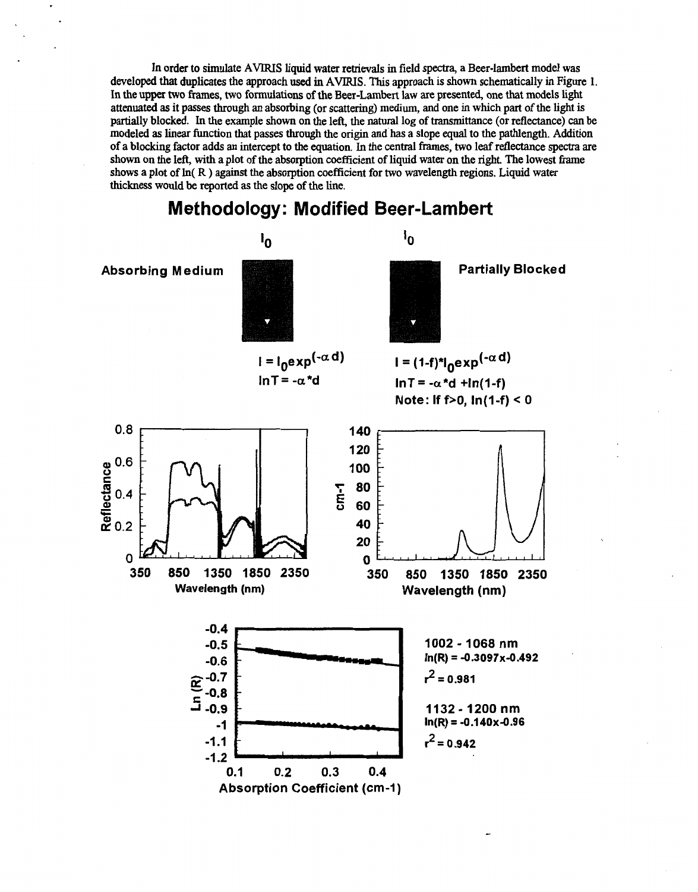In order to simulate AVIRIS liquid water retrievals in field spectra, a Beer-lambert model was developed that duplicates the approach used in AVIRIS. This approach is shown schematically in Figure 1. In the upper two frames, two formulations of the Beer-Lambert law are presented, one that models light attenuated as it passes through an absorbing (or scattering) medium, and one in which part of the light is partially blocked. In the example shown on the left, the natural log of transmittance (or reflectance) can be modeled as linear function that passes through the origin and has a slope equal to the pathlength. Addition of a blocking factor adds an intercept to the equation. In the central frames, two leaf reflectance spectra are shown on the left, with a plot of the absorption coefficient of liquid water on the right. The lowest frame shows a plot of ln( R ) against the absorption coefficient for two wavelength regions. Liquid water thickness would be reported as the slope of the line.

## Methodology: Modified Beer-Lambert

**Absorbing Medium**

$I_0$

$$I = I_0 \exp(-\alpha d)$$

$$\ln T = -\alpha * d$$

**Partially Blocked**

$I_0$

$$I = (1-f) * I_0 \exp(-\alpha d)$$

$$\ln T = -\alpha * d + \ln(1-f)$$

Note: If $f > 0$, $\ln(1-f) < 0$

**1002 - 1068 nm**

$\ln(R) = -0.3097x - 0.492$

$r^2 = 0.981$

**1132 - 1200 nm**

$\ln(R) = -0.140x - 0.96$

$r^2 = 0.942$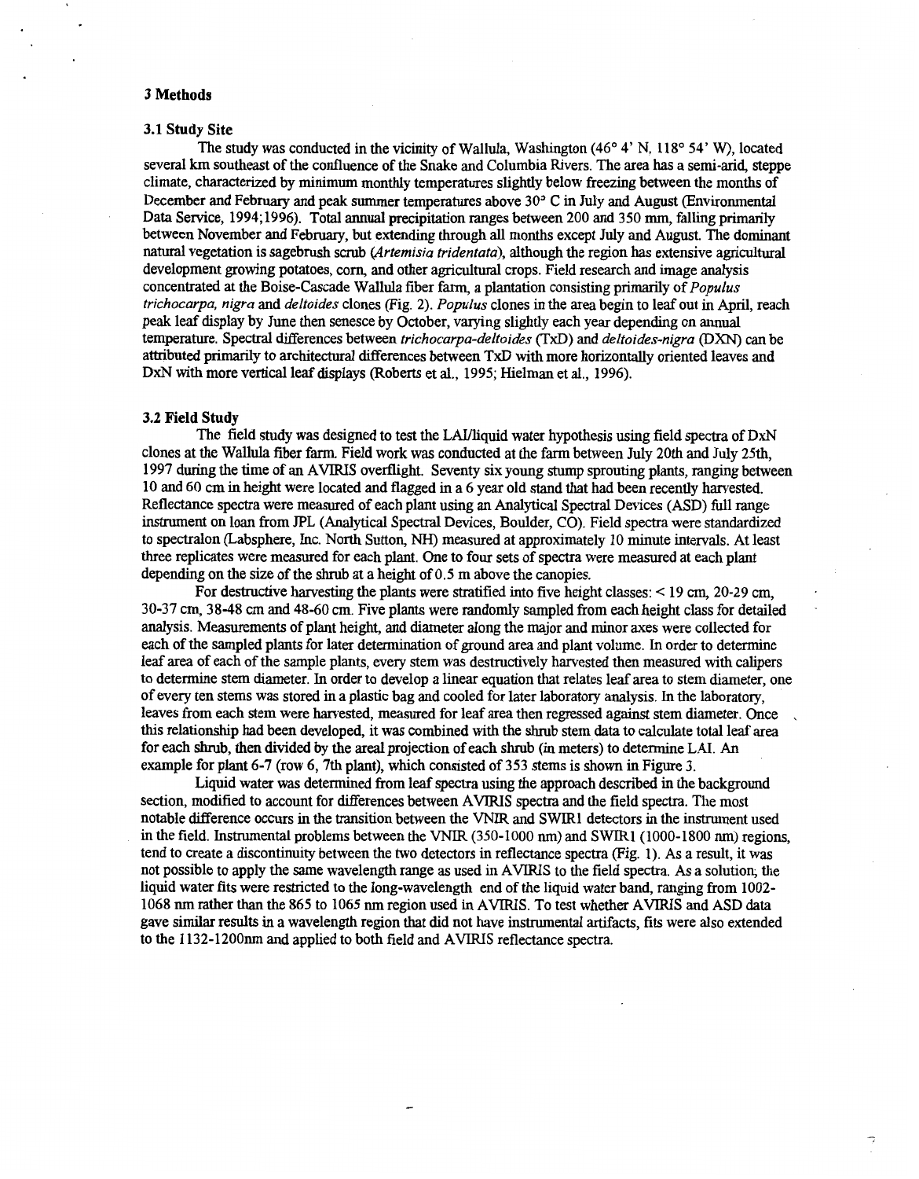## 3 Methods

### 3.1 Study Site

The study was conducted in the vicinity of Wallula, Washington (46° 4' N, 118° 54' W), located several km southeast of the confluence of the Snake and Columbia Rivers. The area has a semi-arid, steppe climate, characterized by minimum monthly temperatures slightly below freezing between the months of December and February and peak summer temperatures above 30° C in July and August (Environmental Data Service, 1994;1996). Total annual precipitation ranges between 200 and 350 mm, falling primarily between November and February, but extending through all months except July and August. The dominant natural vegetation is sagebrush scrub (*Artemisia tridentata*), although the region has extensive agricultural development growing potatoes, corn, and other agricultural crops. Field research and image analysis concentrated at the Boise-Cascade Wallula fiber farm, a plantation consisting primarily of *Populus trichocarpa, nigra* and *deltoides* clones (Fig. 2). *Populus* clones in the area begin to leaf out in April, reach peak leaf display by June then senesce by October, varying slightly each year depending on annual temperature. Spectral differences between *trichocarpa-deltoides* (TxD) and *deltoides-nigra* (DXN) can be attributed primarily to architectural differences between TxD with more horizontally oriented leaves and DxN with more vertical leaf displays (Roberts et al., 1995; Hielman et al., 1996).

### 3.2 Field Study

The field study was designed to test the LAI/liquid water hypothesis using field spectra of DxN clones at the Wallula fiber farm. Field work was conducted at the farm between July 20th and July 25th, 1997 during the time of an AVIRIS overflight. Seventy six young stump sprouting plants, ranging between 10 and 60 cm in height were located and flagged in a 6 year old stand that had been recently harvested. Reflectance spectra were measured of each plant using an Analytical Spectral Devices (ASD) full range instrument on loan from JPL (Analytical Spectral Devices, Boulder, CO). Field spectra were standardized to spectralon (Labsphere, Inc. North Sutton, NH) measured at approximately 10 minute intervals. At least three replicates were measured for each plant. One to four sets of spectra were measured at each plant depending on the size of the shrub at a height of 0.5 m above the canopies.

For destructive harvesting the plants were stratified into five height classes: < 19 cm, 20-29 cm, 30-37 cm, 38-48 cm and 48-60 cm. Five plants were randomly sampled from each height class for detailed analysis. Measurements of plant height, and diameter along the major and minor axes were collected for each of the sampled plants for later determination of ground area and plant volume. In order to determine leaf area of each of the sample plants, every stem was destructively harvested then measured with calipers to determine stem diameter. In order to develop a linear equation that relates leaf area to stem diameter, one of every ten stems was stored in a plastic bag and cooled for later laboratory analysis. In the laboratory, leaves from each stem were harvested, measured for leaf area then regressed against stem diameter. Once this relationship had been developed, it was combined with the shrub stem data to calculate total leaf area for each shrub, then divided by the areal projection of each shrub (in meters) to determine LAI. An example for plant 6-7 (row 6, 7th plant), which consisted of 353 stems is shown in Figure 3.

Liquid water was determined from leaf spectra using the approach described in the background section, modified to account for differences between AVIRIS spectra and the field spectra. The most notable difference occurs in the transition between the VNIR and SWIR1 detectors in the instrument used in the field. Instrumental problems between the VNIR (350-1000 nm) and SWIR1 (1000-1800 nm) regions, tend to create a discontinuity between the two detectors in reflectance spectra (Fig. 1). As a result, it was not possible to apply the same wavelength range as used in AVIRIS to the field spectra. As a solution, the liquid water fits were restricted to the long-wavelength end of the liquid water band, ranging from 1002-1068 nm rather than the 865 to 1065 nm region used in AVIRIS. To test whether AVIRIS and ASD data gave similar results in a wavelength region that did not have instrumental artifacts, fits were also extended to the 1132-1200nm and applied to both field and AVIRIS reflectance spectra.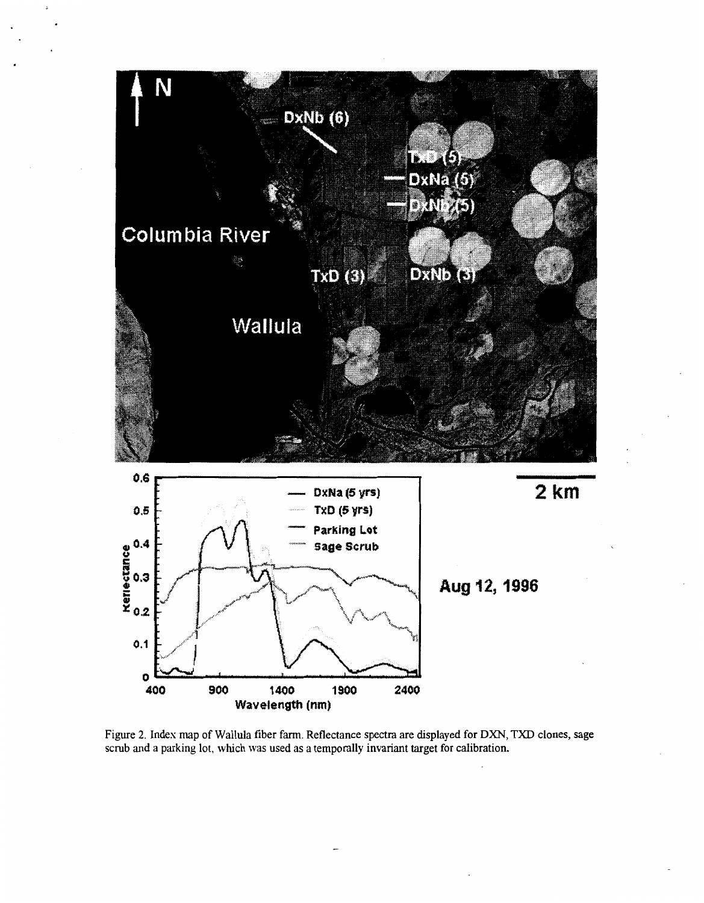Figure 2. Index map of Wallula fiber farm. Reflectance spectra are displayed for DXN, TXD clones, sage scrub and a parking lot, which was used as a temporally invariant target for calibration.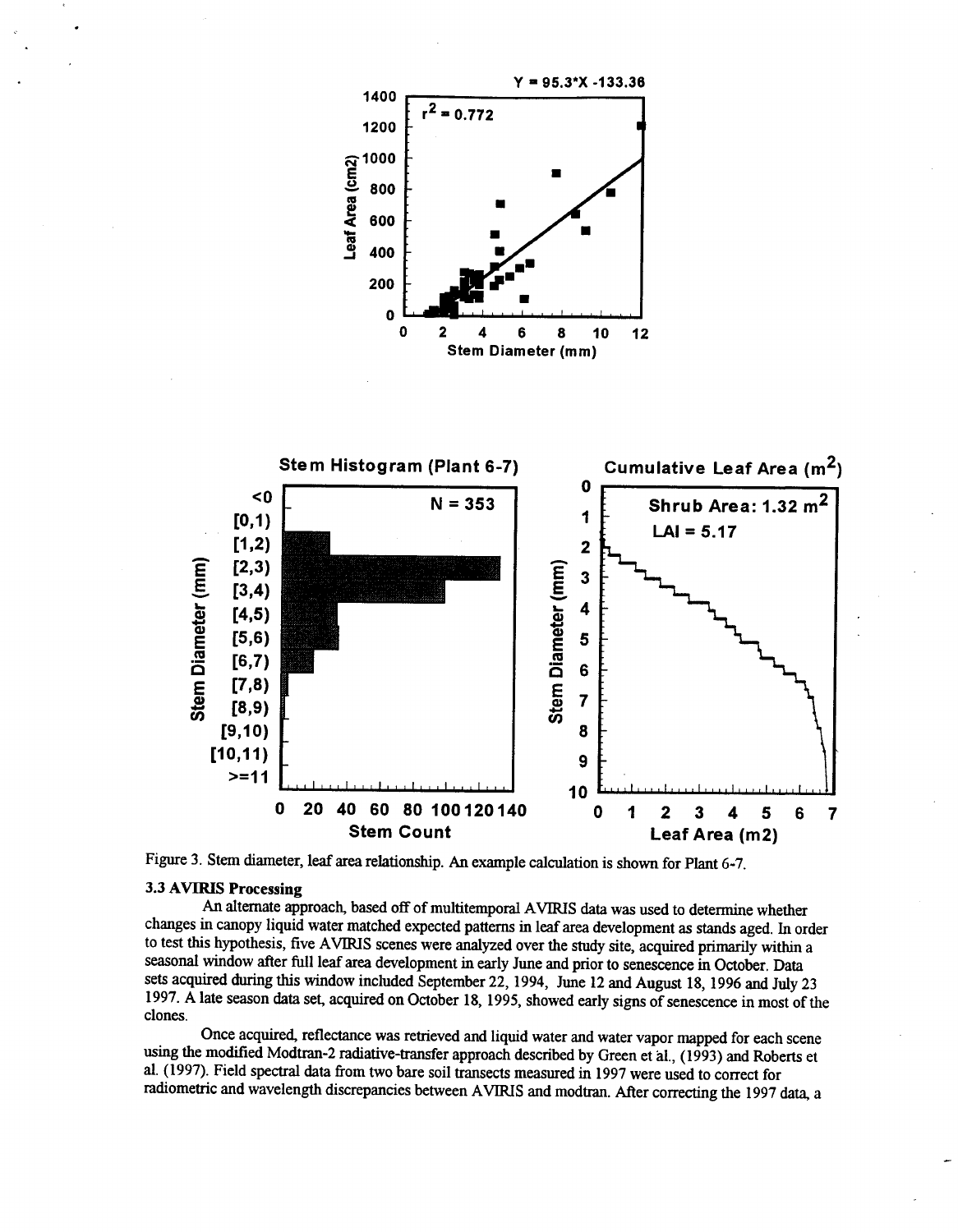Figure 3. Stem diameter, leaf area relationship. An example calculation is shown for Plant 6-7.

### 3.3 AVIRIS Processing

An alternate approach, based off of multitemporal AVIRIS data was used to determine whether changes in canopy liquid water matched expected patterns in leaf area development as stands aged. In order to test this hypothesis, five AVIRIS scenes were analyzed over the study site, acquired primarily within a seasonal window after full leaf area development in early June and prior to senescence in October. Data sets acquired during this window included September 22, 1994, June 12 and August 18, 1996 and July 23 1997. A late season data set, acquired on October 18, 1995, showed early signs of senescence in most of the clones.

Once acquired, reflectance was retrieved and liquid water and water vapor mapped for each scene using the modified Modtran-2 radiative-transfer approach described by Green et al., (1993) and Roberts et al. (1997). Field spectral data from two bare soil transects measured in 1997 were used to correct for radiometric and wavelength discrepancies between AVIRIS and modtran. After correcting the 1997 data, a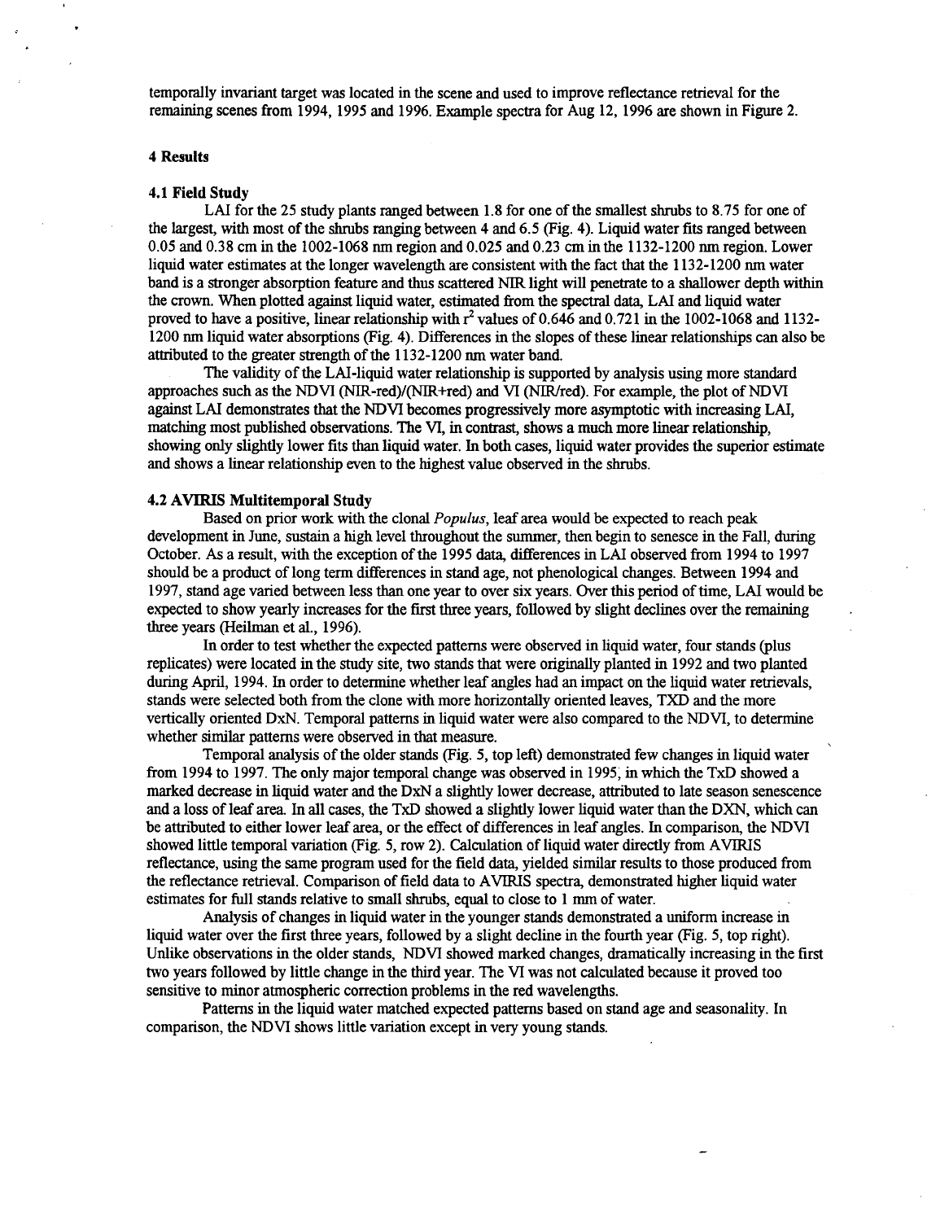temporally invariant target was located in the scene and used to improve reflectance retrieval for the remaining scenes from 1994, 1995 and 1996. Example spectra for Aug 12, 1996 are shown in Figure 2.

## 4 Results

### 4.1 Field Study

LAI for the 25 study plants ranged between 1.8 for one of the smallest shrubs to 8.75 for one of the largest, with most of the shrubs ranging between 4 and 6.5 (Fig. 4). Liquid water fits ranged between 0.05 and 0.38 cm in the 1002-1068 nm region and 0.025 and 0.23 cm in the 1132-1200 nm region. Lower liquid water estimates at the longer wavelength are consistent with the fact that the 1132-1200 nm water band is a stronger absorption feature and thus scattered NIR light will penetrate to a shallower depth within the crown. When plotted against liquid water, estimated from the spectral data, LAI and liquid water proved to have a positive, linear relationship with $r^2$ values of 0.646 and 0.721 in the 1002-1068 and 1132-1200 nm liquid water absorptions (Fig. 4). Differences in the slopes of these linear relationships can also be attributed to the greater strength of the 1132-1200 nm water band.

The validity of the LAI-liquid water relationship is supported by analysis using more standard approaches such as the NDVI (NIR-red)/(NIR+red) and VI (NIR/red). For example, the plot of NDVI against LAI demonstrates that the NDVI becomes progressively more asymptotic with increasing LAI, matching most published observations. The VI, in contrast, shows a much more linear relationship, showing only slightly lower fits than liquid water. In both cases, liquid water provides the superior estimate and shows a linear relationship even to the highest value observed in the shrubs.

### 4.2 AVIRIS Multitemporal Study

Based on prior work with the clonal *Populus*, leaf area would be expected to reach peak development in June, sustain a high level throughout the summer, then begin to senesce in the Fall, during October. As a result, with the exception of the 1995 data, differences in LAI observed from 1994 to 1997 should be a product of long term differences in stand age, not phenological changes. Between 1994 and 1997, stand age varied between less than one year to over six years. Over this period of time, LAI would be expected to show yearly increases for the first three years, followed by slight declines over the remaining three years (Heilman et al., 1996).

In order to test whether the expected patterns were observed in liquid water, four stands (plus replicates) were located in the study site, two stands that were originally planted in 1992 and two planted during April, 1994. In order to determine whether leaf angles had an impact on the liquid water retrievals, stands were selected both from the clone with more horizontally oriented leaves, TXD and the more vertically oriented DxN. Temporal patterns in liquid water were also compared to the NDVI, to determine whether similar patterns were observed in that measure.

Temporal analysis of the older stands (Fig. 5, top left) demonstrated few changes in liquid water from 1994 to 1997. The only major temporal change was observed in 1995, in which the TxD showed a marked decrease in liquid water and the DxN a slightly lower decrease, attributed to late season senescence and a loss of leaf area. In all cases, the TxD showed a slightly lower liquid water than the DXN, which can be attributed to either lower leaf area, or the effect of differences in leaf angles. In comparison, the NDVI showed little temporal variation (Fig. 5, row 2). Calculation of liquid water directly from AVIRIS reflectance, using the same program used for the field data, yielded similar results to those produced from the reflectance retrieval. Comparison of field data to AVIRIS spectra, demonstrated higher liquid water estimates for full stands relative to small shrubs, equal to close to 1 mm of water.

Analysis of changes in liquid water in the younger stands demonstrated a uniform increase in liquid water over the first three years, followed by a slight decline in the fourth year (Fig. 5, top right). Unlike observations in the older stands, NDVI showed marked changes, dramatically increasing in the first two years followed by little change in the third year. The VI was not calculated because it proved too sensitive to minor atmospheric correction problems in the red wavelengths.

Patterns in the liquid water matched expected patterns based on stand age and seasonality. In comparison, the NDVI shows little variation except in very young stands.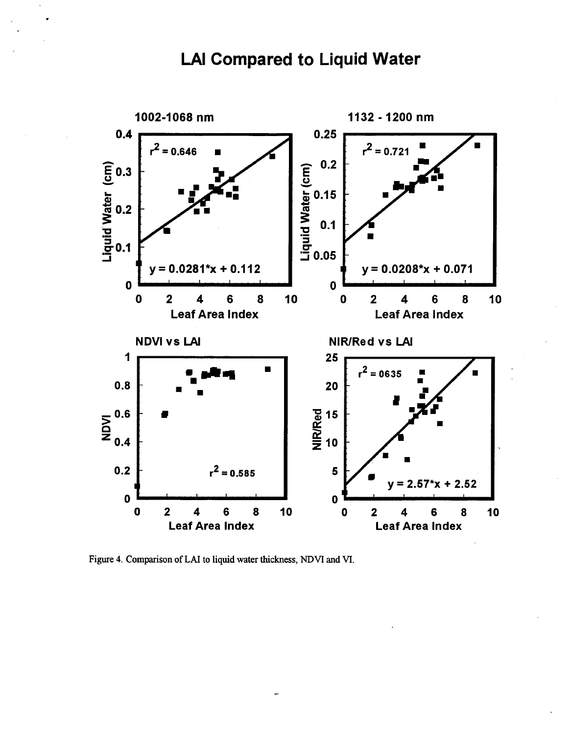# LAI Compared to Liquid Water

1002-1068 nm

$r^2 = 0.646$

$y = 0.0281*x + 0.112$

1132 - 1200 nm

$r^2 = 0.721$

$y = 0.0208*x + 0.071$

NDVI vs LAI

$r^2 = 0.585$

NIR/Red vs LAI

$r^2 = 0635$

$y = 2.57*x + 2.52$

Figure 4. Comparison of LAI to liquid water thickness, NDVI and VI.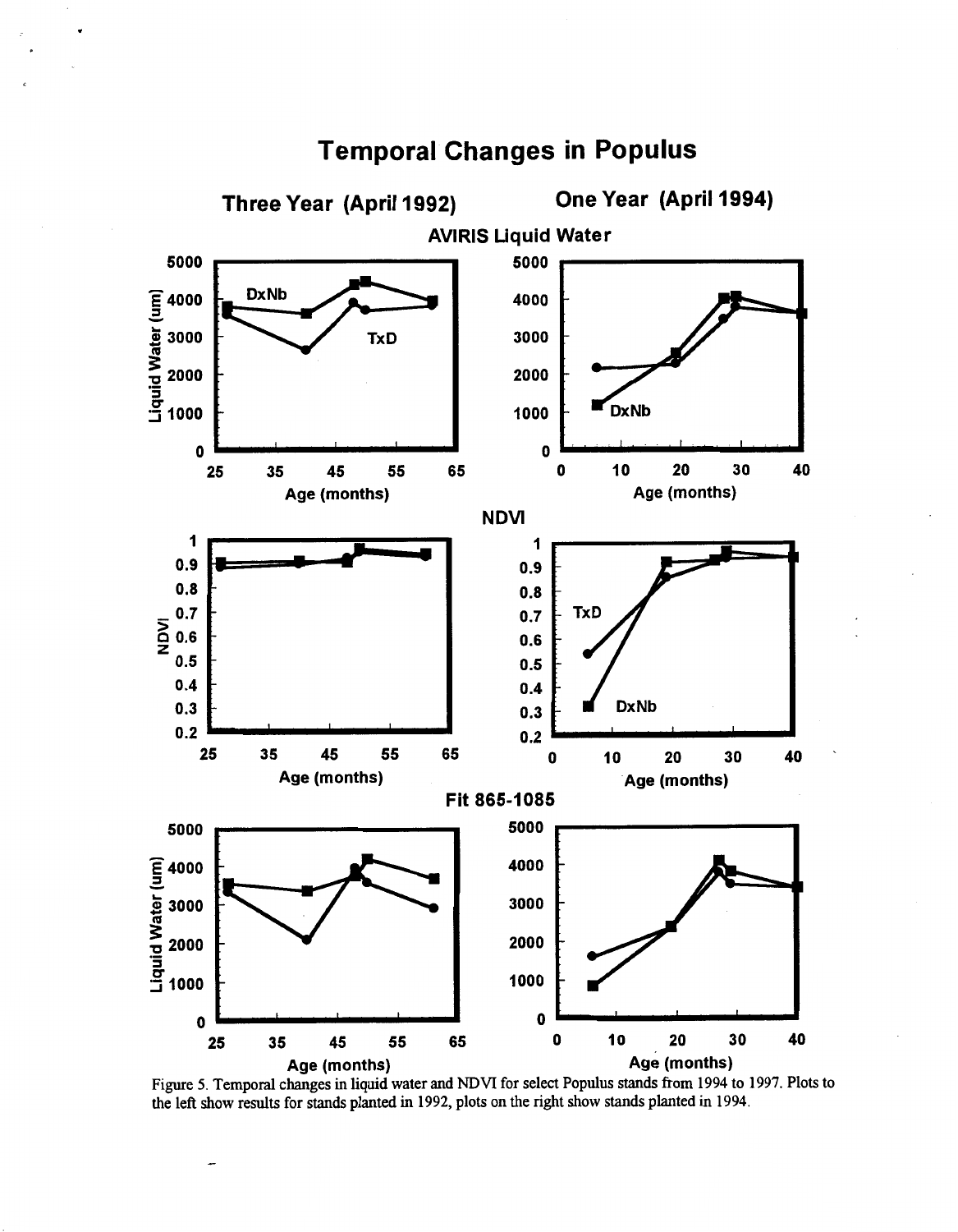# Temporal Changes in Populus

Figure 5. Temporal changes in liquid water and NDVI for select Populus stands from 1994 to 1997. Plots to the left show results for stands planted in 1992, plots on the right show stands planted in 1994.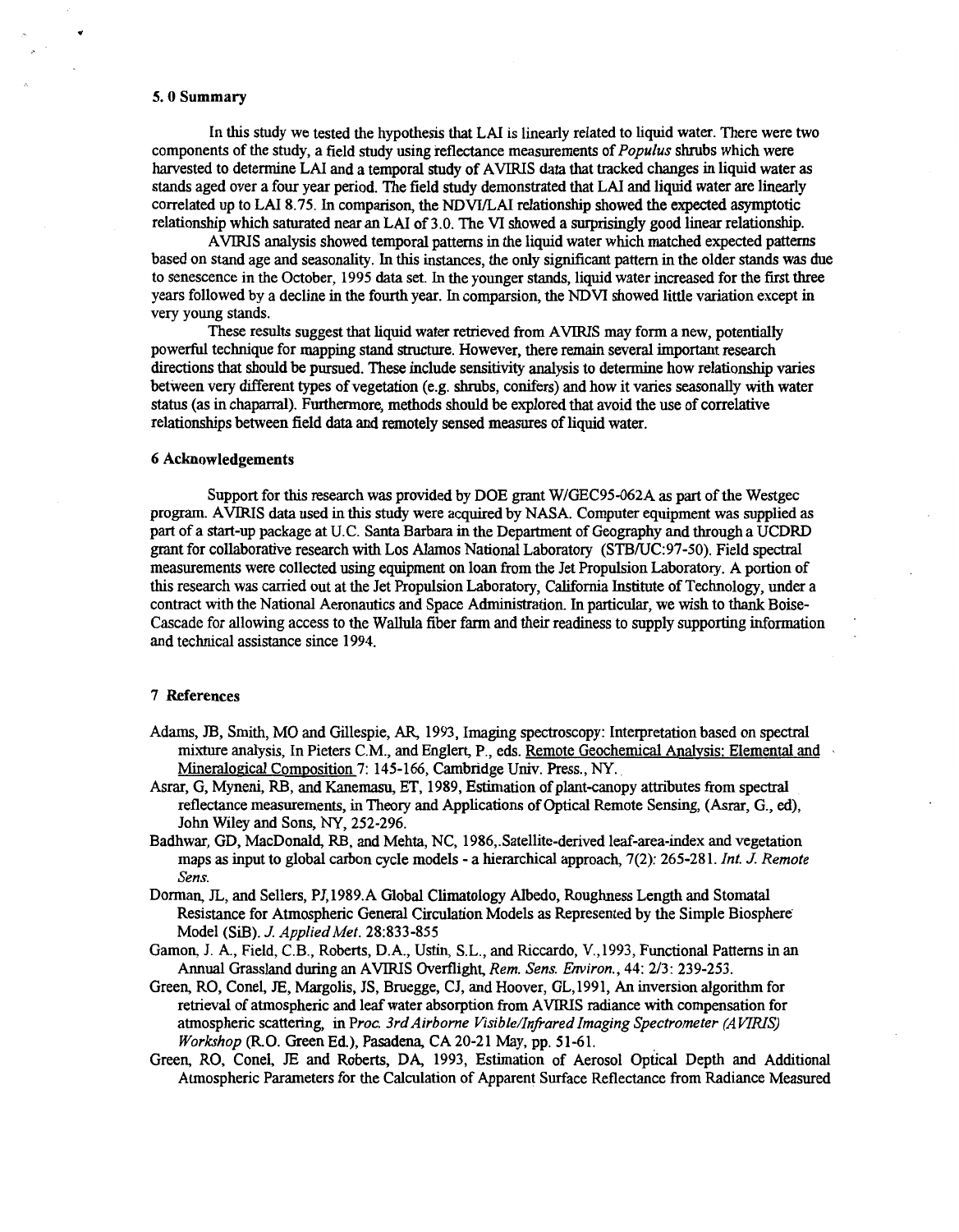## 5. 0 Summary

In this study we tested the hypothesis that LAI is linearly related to liquid water. There were two components of the study, a field study using reflectance measurements of *Populus* shrubs which were harvested to determine LAI and a temporal study of AVIRIS data that tracked changes in liquid water as stands aged over a four year period. The field study demonstrated that LAI and liquid water are linearly correlated up to LAI 8.75. In comparison, the NDVI/LAI relationship showed the expected asymptotic relationship which saturated near an LAI of 3.0. The VI showed a surprisingly good linear relationship.

AVIRIS analysis showed temporal patterns in the liquid water which matched expected patterns based on stand age and seasonality. In this instances, the only significant pattern in the older stands was due to senescence in the October, 1995 data set. In the younger stands, liquid water increased for the first three years followed by a decline in the fourth year. In comparsion, the NDVI showed little variation except in very young stands.

These results suggest that liquid water retrieved from AVIRIS may form a new, potentially powerful technique for mapping stand structure. However, there remain several important research directions that should be pursued. These include sensitivity analysis to determine how relationship varies between very different types of vegetation (e.g. shrubs, conifers) and how it varies seasonally with water status (as in chaparral). Furthermore, methods should be explored that avoid the use of correlative relationships between field data and remotely sensed measures of liquid water.

## 6 Acknowledgements

Support for this research was provided by DOE grant W/GEC95-062A as part of the Westgec program. AVIRIS data used in this study were acquired by NASA. Computer equipment was supplied as part of a start-up package at U.C. Santa Barbara in the Department of Geography and through a UCDRD grant for collaborative research with Los Alamos National Laboratory (STB/UC:97-50). Field spectral measurements were collected using equipment on loan from the Jet Propulsion Laboratory. A portion of this research was carried out at the Jet Propulsion Laboratory, California Institute of Technology, under a contract with the National Aeronautics and Space Administration. In particular, we wish to thank Boise-Cascade for allowing access to the Wallula fiber farm and their readiness to supply supporting information and technical assistance since 1994.

## 7 References

Adams, JB, Smith, MO and Gillespie, AR, 1993, Imaging spectroscopy: Interpretation based on spectral mixture analysis, In Pieters C.M., and Englert, P., eds. Remote Geochemical Analysis: Elemental and Mineralogical Composition 7: 145-166, Cambridge Univ. Press., NY.

Asrar, G, Myneni, RB, and Kanemasu, ET, 1989, Estimation of plant-canopy attributes from spectral reflectance measurements, in Theory and Applications of Optical Remote Sensing, (Asrar, G., ed), John Wiley and Sons, NY, 252-296.

Badhwar, GD, MacDonald, RB, and Mehta, NC, 1986,.Satellite-derived leaf-area-index and vegetation maps as input to global carbon cycle models - a hierarchical approach, 7(2): 265-281. *Int. J. Remote Sens.*

Dorman, JL, and Sellers, PJ,1989.A Global Climatology Albedo, Roughness Length and Stomatal Resistance for Atmospheric General Circulation Models as Represented by the Simple Biosphere Model (SiB). *J. Applied Met.* 28:833-855

Gamon, J. A., Field, C.B., Roberts, D.A., Ustin, S.L., and Riccardo, V.,1993, Functional Patterns in an Annual Grassland during an AVIRIS Overflight, *Rem. Sens. Environ.*, 44: 2/3: 239-253.

Green, RO, Conel, JE, Margolis, JS, Bruegge, CJ, and Hoover, GL,1991, An inversion algorithm for retrieval of atmospheric and leaf water absorption from AVIRIS radiance with compensation for atmospheric scattering, in *Proc. 3rd Airborne Visible/Infrared Imaging Spectrometer (AVIRIS) Workshop* (R.O. Green Ed.), Pasadena, CA 20-21 May, pp. 51-61.

Green, RO, Conel, JE and Roberts, DA, 1993, Estimation of Aerosol Optical Depth and Additional Atmospheric Parameters for the Calculation of Apparent Surface Reflectance from Radiance Measured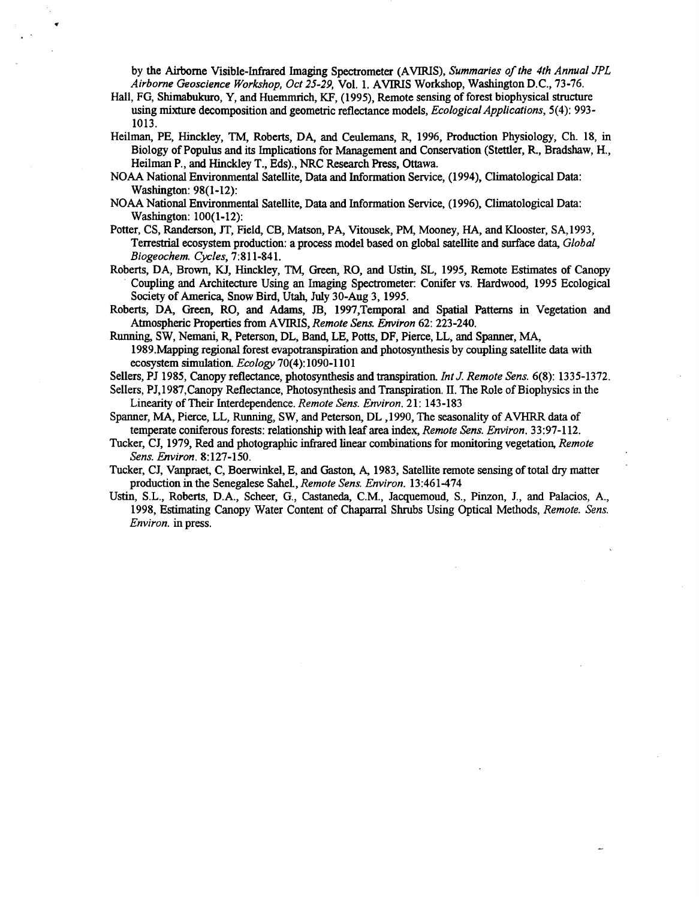by the Airborne Visible-Infrared Imaging Spectrometer (AVIRIS), *Summaries of the 4th Annual JPL Airborne Geoscience Workshop, Oct 25-29,* Vol. 1. AVIRIS Workshop, Washington D.C., 73-76.

Hall, FG, Shimabukuro, Y, and Huemmrich, KF, (1995), Remote sensing of forest biophysical structure using mixture decomposition and geometric reflectance models, *Ecological Applications*, 5(4): 993-1013.

Heilman, PE, Hinckley, TM, Roberts, DA, and Ceulemans, R, 1996, Production Physiology, Ch. 18, in Biology of Populus and its Implications for Management and Conservation (Stettler, R., Bradshaw, H., Heilman P., and Hinckley T., Eds)., NRC Research Press, Ottawa.

NOAA National Environmental Satellite, Data and Information Service, (1994), Climatological Data: Washington: 98(1-12):

NOAA National Environmental Satellite, Data and Information Service, (1996), Climatological Data: Washington: 100(1-12):

Potter, CS, Randerson, JT, Field, CB, Matson, PA, Vitousek, PM, Mooney, HA, and Klooster, SA,1993, Terrestrial ecosystem production: a process model based on global satellite and surface data, *Global Biogeochem. Cycles*, 7:811-841.

Roberts, DA, Brown, KJ, Hinckley, TM, Green, RO, and Ustin, SL, 1995, Remote Estimates of Canopy Coupling and Architecture Using an Imaging Spectrometer: Conifer vs. Hardwood, 1995 Ecological Society of America, Snow Bird, Utah, July 30-Aug 3, 1995.

Roberts, DA, Green, RO, and Adams, JB, 1997,Temporal and Spatial Patterns in Vegetation and Atmospheric Properties from AVIRIS, *Remote Sens. Environ* 62: 223-240.

Running, SW, Nemani, R, Peterson, DL, Band, LE, Potts, DF, Pierce, LL, and Spanner, MA, 1989.Mapping regional forest evapotranspiration and photosynthesis by coupling satellite data with ecosystem simulation. *Ecology* 70(4):1090-1101

Sellers, PJ 1985, Canopy reflectance, photosynthesis and transpiration. *Int J. Remote Sens.* 6(8): 1335-1372.

Sellers, PJ,1987,Canopy Reflectance, Photosynthesis and Transpiration. II. The Role of Biophysics in the Linearity of Their Interdependence. *Remote Sens. Environ.* 21: 143-183

Spanner, MA, Pierce, LL, Running, SW, and Peterson, DL ,1990, The seasonality of AVHRR data of temperate coniferous forests: relationship with leaf area index, *Remote Sens. Environ.* 33:97-112.

Tucker, CJ, 1979, Red and photographic infrared linear combinations for monitoring vegetation, *Remote Sens. Environ.* 8:127-150.

Tucker, CJ, Vanpraet, C, Boerwinkel, E, and Gaston, A, 1983, Satellite remote sensing of total dry matter production in the Senegalese Sahel., *Remote Sens. Environ.* 13:461-474

Ustin, S.L., Roberts, D.A., Scheer, G., Castaneda, C.M., Jacquemoud, S., Pinzon, J., and Palacios, A., 1998, Estimating Canopy Water Content of Chaparral Shrubs Using Optical Methods, *Remote. Sens. Environ.* in press.